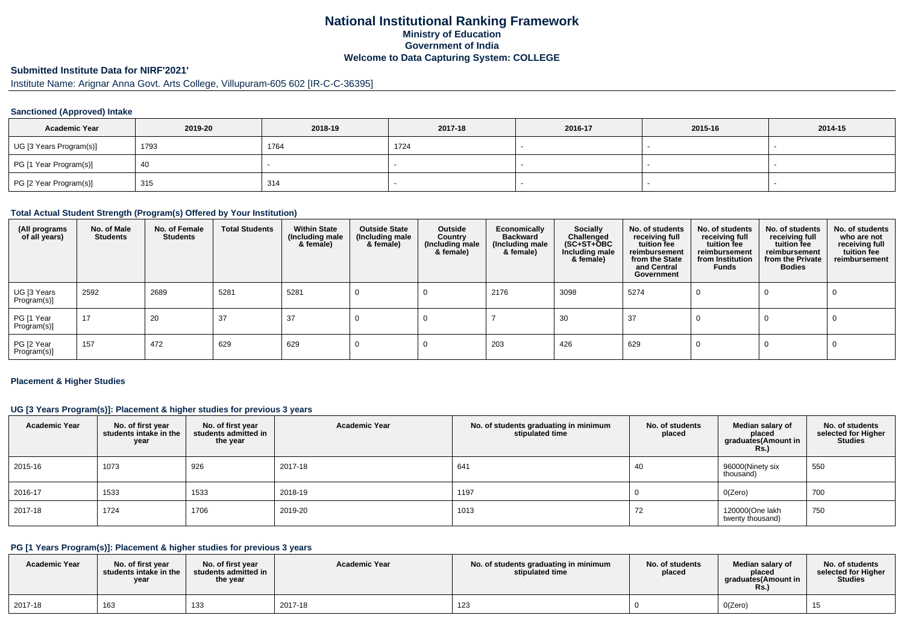# National Institutional Ranking Framework
## Ministry of Education
## Government of India
## Welcome to Data Capturing System: COLLEGE

### Submitted Institute Data for NIRF'2021'

Institute Name: Arignar Anna Govt. Arts College, Villupuram-605 602 [IR-C-C-36395]

#### Sanctioned (Approved) Intake

| Academic Year | 2019-20 | 2018-19 | 2017-18 | 2016-17 | 2015-16 | 2014-15 |
|---|---|---|---|---|---|---|
| UG [3 Years Program(s)] | 1793 | 1764 | 1724 | - | - | - |
| PG [1 Year Program(s)] | 40 | - | - | - | - | - |
| PG [2 Year Program(s)] | 315 | 314 | - | - | - | - |

#### Total Actual Student Strength (Program(s) Offered by Your Institution)

| (All programs of all years) | No. of Male Students | No. of Female Students | Total Students | Within State (Including male & female) | Outside State (Including male & female) | Outside Country (Including male & female) | Economically Backward (Including male & female) | Socially Challenged (SC+ST+OBC Including male & female) | No. of students receiving full tuition fee reimbursement from the State and Central Government | No. of students receiving full tuition fee reimbursement from Institution Funds | No. of students receiving full tuition fee reimbursement from the Private Bodies | No. of students who are not receiving full tuition fee reimbursement |
|---|---|---|---|---|---|---|---|---|---|---|---|---|
| UG [3 Years Program(s)] | 2592 | 2689 | 5281 | 5281 | 0 | 0 | 2176 | 3098 | 5274 | 0 | 0 | 0 |
| PG [1 Year Program(s)] | 17 | 20 | 37 | 37 | 0 | 0 | 7 | 30 | 37 | 0 | 0 | 0 |
| PG [2 Year Program(s)] | 157 | 472 | 629 | 629 | 0 | 0 | 203 | 426 | 629 | 0 | 0 | 0 |

#### Placement & Higher Studies

#### UG [3 Years Program(s)]: Placement & higher studies for previous 3 years

| Academic Year | No. of first year students intake in the year | No. of first year students admitted in the year | Academic Year | No. of students graduating in minimum stipulated time | No. of students placed | Median salary of placed graduates(Amount in Rs.) | No. of students selected for Higher Studies |
|---|---|---|---|---|---|---|---|
| 2015-16 | 1073 | 926 | 2017-18 | 641 | 40 | 96000(Ninety six thousand) | 550 |
| 2016-17 | 1533 | 1533 | 2018-19 | 1197 | 0 | 0(Zero) | 700 |
| 2017-18 | 1724 | 1706 | 2019-20 | 1013 | 72 | 120000(One lakh twenty thousand) | 750 |

#### PG [1 Years Program(s)]: Placement & higher studies for previous 3 years

| Academic Year | No. of first year students intake in the year | No. of first year students admitted in the year | Academic Year | No. of students graduating in minimum stipulated time | No. of students placed | Median salary of placed graduates(Amount in Rs.) | No. of students selected for Higher Studies |
|---|---|---|---|---|---|---|---|
| 2017-18 | 163 | 133 | 2017-18 | 123 | 0 | 0(Zero) | 15 |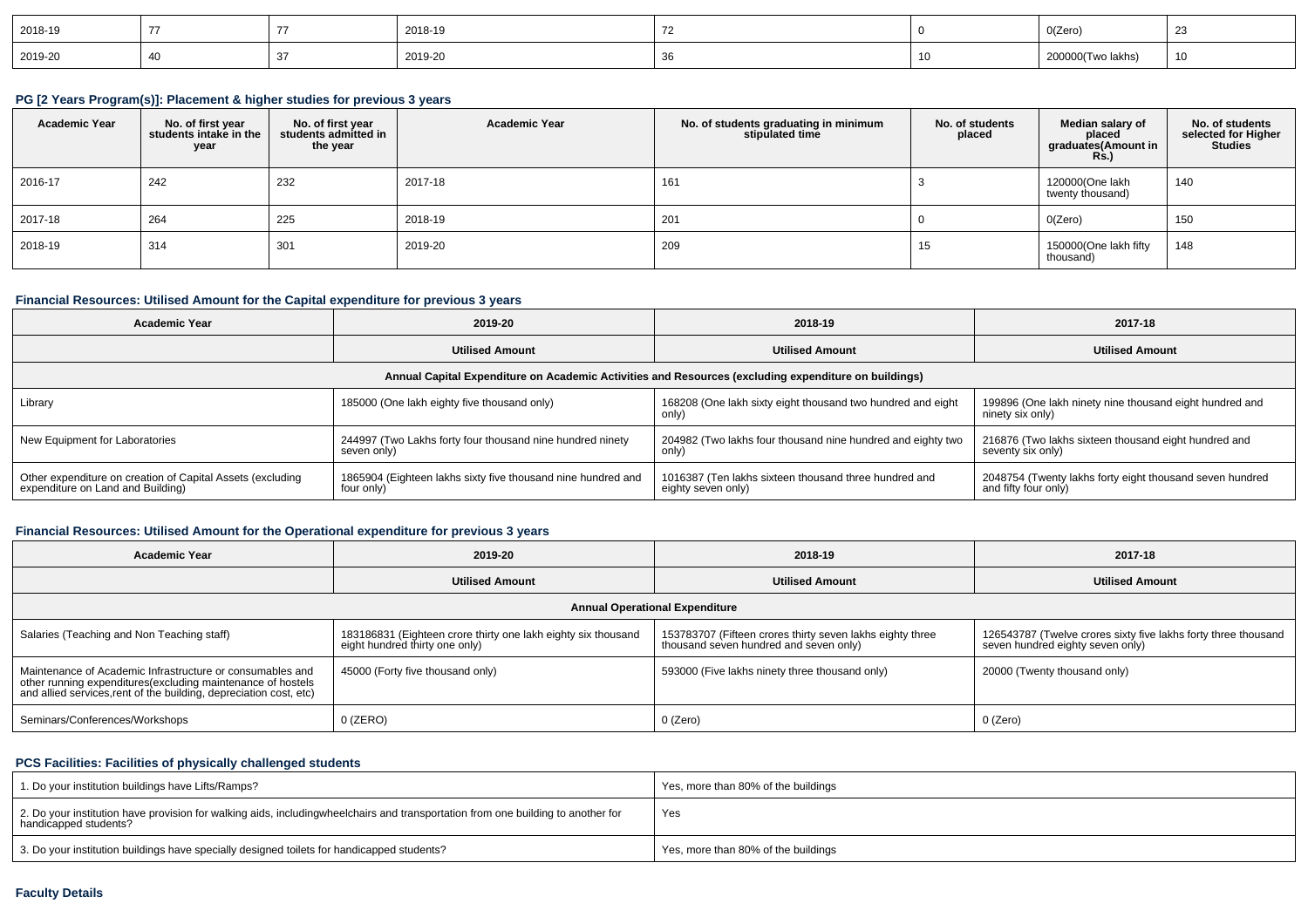| 2018-19 | 77 | 77 | 2018-19 | 72 | 0 | 0(Zero) | 23 |
|---|---|---|---|---|---|---|---|
| 2019-20 | 40 | 37 | 2019-20 | 36 | 10 | 200000(Two lakhs) | 10 |

### PG [2 Years Program(s)]: Placement & higher studies for previous 3 years

| Academic Year | No. of first year students intake in the year | No. of first year students admitted in the year | Academic Year | No. of students graduating in minimum stipulated time | No. of students placed | Median salary of placed graduates(Amount in Rs.) | No. of students selected for Higher Studies |
|---|---|---|---|---|---|---|---|
| 2016-17 | 242 | 232 | 2017-18 | 161 | 3 | 120000(One lakh twenty thousand) | 140 |
| 2017-18 | 264 | 225 | 2018-19 | 201 | 0 | 0(Zero) | 150 |
| 2018-19 | 314 | 301 | 2019-20 | 209 | 15 | 150000(One lakh fifty thousand) | 148 |

### Financial Resources: Utilised Amount for the Capital expenditure for previous 3 years

| Academic Year | 2019-20 | 2018-19 | 2017-18 |
|---|---|---|---|
| | Utilised Amount | Utilised Amount | Utilised Amount |
| Annual Capital Expenditure on Academic Activities and Resources (excluding expenditure on buildings) | | | |
| Library | 185000 (One lakh eighty five thousand only) | 168208 (One lakh sixty eight thousand two hundred and eight only) | 199896 (One lakh ninety nine thousand eight hundred and ninety six only) |
| New Equipment for Laboratories | 244997 (Two Lakhs forty four thousand nine hundred ninety seven only) | 204982 (Two lakhs four thousand nine hundred and eighty two only) | 216876 (Two lakhs sixteen thousand eight hundred and seventy six only) |
| Other expenditure on creation of Capital Assets (excluding expenditure on Land and Building) | 1865904 (Eighteen lakhs sixty five thousand nine hundred and four only) | 1016387 (Ten lakhs sixteen thousand three hundred and eighty seven only) | 2048754 (Twenty lakhs forty eight thousand seven hundred and fifty four only) |

### Financial Resources: Utilised Amount for the Operational expenditure for previous 3 years

| Academic Year | 2019-20 | 2018-19 | 2017-18 |
|---|---|---|---|
| | Utilised Amount | Utilised Amount | Utilised Amount |
| Annual Operational Expenditure | | | |
| Salaries (Teaching and Non Teaching staff) | 183186831 (Eighteen crore thirty one lakh eighty six thousand eight hundred thirty one only) | 153783707 (Fifteen crores thirty seven lakhs eighty three thousand seven hundred and seven only) | 126543787 (Twelve crores sixty five lakhs forty three thousand seven hundred eighty seven only) |
| Maintenance of Academic Infrastructure or consumables and other running expenditures(excluding maintenance of hostels and allied services,rent of the building, depreciation cost, etc) | 45000 (Forty five thousand only) | 593000 (Five lakhs ninety three thousand only) | 20000 (Twenty thousand only) |
| Seminars/Conferences/Workshops | 0 (ZERO) | 0 (Zero) | 0 (Zero) |

### PCS Facilities: Facilities of physically challenged students

| | |
|---|---|
| 1. Do your institution buildings have Lifts/Ramps? | Yes, more than 80% of the buildings |
| 2. Do your institution have provision for walking aids, includingwheelchairs and transportation from one building to another for handicapped students? | Yes |
| 3. Do your institution buildings have specially designed toilets for handicapped students? | Yes, more than 80% of the buildings |

### Faculty Details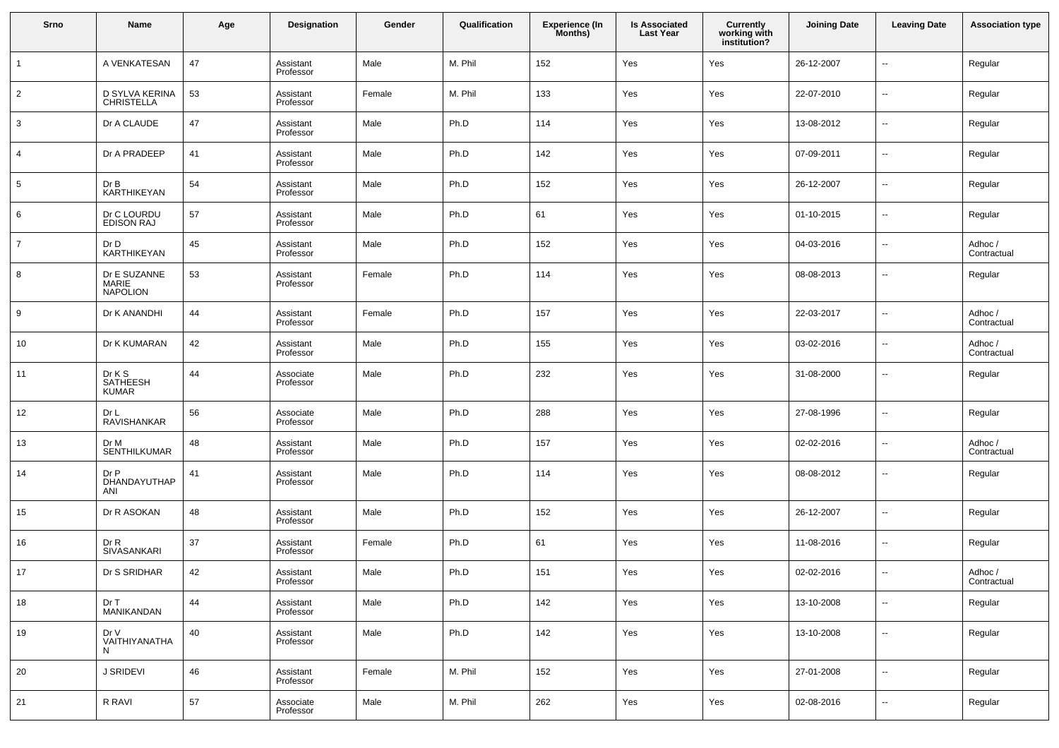| Srno | Name | Age | Designation | Gender | Qualification | Experience (In Months) | Is Associated Last Year | Currently working with institution? | Joining Date | Leaving Date | Association type |
|---|---|---|---|---|---|---|---|---|---|---|---|
| 1 | A VENKATESAN | 47 | Assistant Professor | Male | M. Phil | 152 | Yes | Yes | 26-12-2007 | -- | Regular |
| 2 | D SYLVA KERINA CHRISTELLA | 53 | Assistant Professor | Female | M. Phil | 133 | Yes | Yes | 22-07-2010 | -- | Regular |
| 3 | Dr A CLAUDE | 47 | Assistant Professor | Male | Ph.D | 114 | Yes | Yes | 13-08-2012 | -- | Regular |
| 4 | Dr A PRADEEP | 41 | Assistant Professor | Male | Ph.D | 142 | Yes | Yes | 07-09-2011 | -- | Regular |
| 5 | Dr B KARTHIKEYAN | 54 | Assistant Professor | Male | Ph.D | 152 | Yes | Yes | 26-12-2007 | -- | Regular |
| 6 | Dr C LOURDU EDISON RAJ | 57 | Assistant Professor | Male | Ph.D | 61 | Yes | Yes | 01-10-2015 | -- | Regular |
| 7 | Dr D KARTHIKEYAN | 45 | Assistant Professor | Male | Ph.D | 152 | Yes | Yes | 04-03-2016 | -- | Adhoc / Contractual |
| 8 | Dr E SUZANNE MARIE NAPOLION | 53 | Assistant Professor | Female | Ph.D | 114 | Yes | Yes | 08-08-2013 | -- | Regular |
| 9 | Dr K ANANDHI | 44 | Assistant Professor | Female | Ph.D | 157 | Yes | Yes | 22-03-2017 | -- | Adhoc / Contractual |
| 10 | Dr K KUMARAN | 42 | Assistant Professor | Male | Ph.D | 155 | Yes | Yes | 03-02-2016 | -- | Adhoc / Contractual |
| 11 | Dr K S SATHEESH KUMAR | 44 | Associate Professor | Male | Ph.D | 232 | Yes | Yes | 31-08-2000 | -- | Regular |
| 12 | Dr L RAVISHANKAR | 56 | Associate Professor | Male | Ph.D | 288 | Yes | Yes | 27-08-1996 | -- | Regular |
| 13 | Dr M SENTHILKUMAR | 48 | Assistant Professor | Male | Ph.D | 157 | Yes | Yes | 02-02-2016 | -- | Adhoc / Contractual |
| 14 | Dr P DHANDAYUTHAPANI | 41 | Assistant Professor | Male | Ph.D | 114 | Yes | Yes | 08-08-2012 | -- | Regular |
| 15 | Dr R ASOKAN | 48 | Assistant Professor | Male | Ph.D | 152 | Yes | Yes | 26-12-2007 | -- | Regular |
| 16 | Dr R SIVASANKARI | 37 | Assistant Professor | Female | Ph.D | 61 | Yes | Yes | 11-08-2016 | -- | Regular |
| 17 | Dr S SRIDHAR | 42 | Assistant Professor | Male | Ph.D | 151 | Yes | Yes | 02-02-2016 | -- | Adhoc / Contractual |
| 18 | Dr T MANIKANDAN | 44 | Assistant Professor | Male | Ph.D | 142 | Yes | Yes | 13-10-2008 | -- | Regular |
| 19 | Dr V VAITHIYANATHAN | 40 | Assistant Professor | Male | Ph.D | 142 | Yes | Yes | 13-10-2008 | -- | Regular |
| 20 | J SRIDEVI | 46 | Assistant Professor | Female | M. Phil | 152 | Yes | Yes | 27-01-2008 | -- | Regular |
| 21 | R RAVI | 57 | Associate Professor | Male | M. Phil | 262 | Yes | Yes | 02-08-2016 | -- | Regular |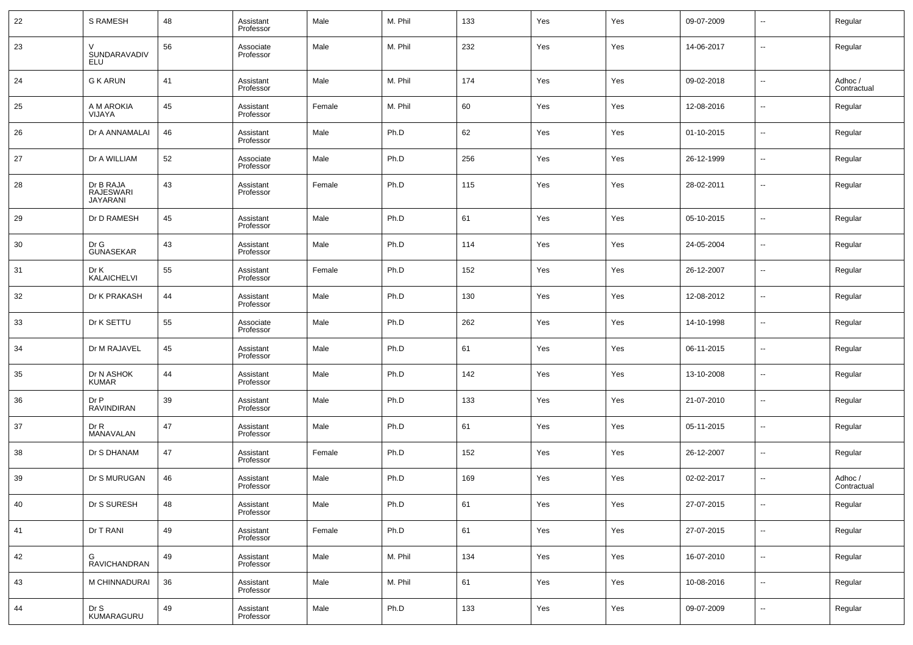| 22 | S RAMESH | 48 | Assistant Professor | Male | M. Phil | 133 | Yes | Yes | 09-07-2009 | -- | Regular |
|---|---|---|---|---|---|---|---|---|---|---|---|
| 23 | V SUNDARAVADIVELU | 56 | Associate Professor | Male | M. Phil | 232 | Yes | Yes | 14-06-2017 | -- | Regular |
| 24 | G K ARUN | 41 | Assistant Professor | Male | M. Phil | 174 | Yes | Yes | 09-02-2018 | -- | Adhoc / Contractual |
| 25 | A M AROKIA VIJAYA | 45 | Assistant Professor | Female | M. Phil | 60 | Yes | Yes | 12-08-2016 | -- | Regular |
| 26 | Dr A ANNAMALAI | 46 | Assistant Professor | Male | Ph.D | 62 | Yes | Yes | 01-10-2015 | -- | Regular |
| 27 | Dr A WILLIAM | 52 | Associate Professor | Male | Ph.D | 256 | Yes | Yes | 26-12-1999 | -- | Regular |
| 28 | Dr B RAJA RAJESWARI JAYARANI | 43 | Assistant Professor | Female | Ph.D | 115 | Yes | Yes | 28-02-2011 | -- | Regular |
| 29 | Dr D RAMESH | 45 | Assistant Professor | Male | Ph.D | 61 | Yes | Yes | 05-10-2015 | -- | Regular |
| 30 | Dr G GUNASEKAR | 43 | Assistant Professor | Male | Ph.D | 114 | Yes | Yes | 24-05-2004 | -- | Regular |
| 31 | Dr K KALAICHELVI | 55 | Assistant Professor | Female | Ph.D | 152 | Yes | Yes | 26-12-2007 | -- | Regular |
| 32 | Dr K PRAKASH | 44 | Assistant Professor | Male | Ph.D | 130 | Yes | Yes | 12-08-2012 | -- | Regular |
| 33 | Dr K SETTU | 55 | Associate Professor | Male | Ph.D | 262 | Yes | Yes | 14-10-1998 | -- | Regular |
| 34 | Dr M RAJAVEL | 45 | Assistant Professor | Male | Ph.D | 61 | Yes | Yes | 06-11-2015 | -- | Regular |
| 35 | Dr N ASHOK KUMAR | 44 | Assistant Professor | Male | Ph.D | 142 | Yes | Yes | 13-10-2008 | -- | Regular |
| 36 | Dr P RAVINDIRAN | 39 | Assistant Professor | Male | Ph.D | 133 | Yes | Yes | 21-07-2010 | -- | Regular |
| 37 | Dr R MANAVALAN | 47 | Assistant Professor | Male | Ph.D | 61 | Yes | Yes | 05-11-2015 | -- | Regular |
| 38 | Dr S DHANAM | 47 | Assistant Professor | Female | Ph.D | 152 | Yes | Yes | 26-12-2007 | -- | Regular |
| 39 | Dr S MURUGAN | 46 | Assistant Professor | Male | Ph.D | 169 | Yes | Yes | 02-02-2017 | -- | Adhoc / Contractual |
| 40 | Dr S SURESH | 48 | Assistant Professor | Male | Ph.D | 61 | Yes | Yes | 27-07-2015 | -- | Regular |
| 41 | Dr T RANI | 49 | Assistant Professor | Female | Ph.D | 61 | Yes | Yes | 27-07-2015 | -- | Regular |
| 42 | G RAVICHANDRAN | 49 | Assistant Professor | Male | M. Phil | 134 | Yes | Yes | 16-07-2010 | -- | Regular |
| 43 | M CHINNADURAI | 36 | Assistant Professor | Male | M. Phil | 61 | Yes | Yes | 10-08-2016 | -- | Regular |
| 44 | Dr S KUMARAGURU | 49 | Assistant Professor | Male | Ph.D | 133 | Yes | Yes | 09-07-2009 | -- | Regular |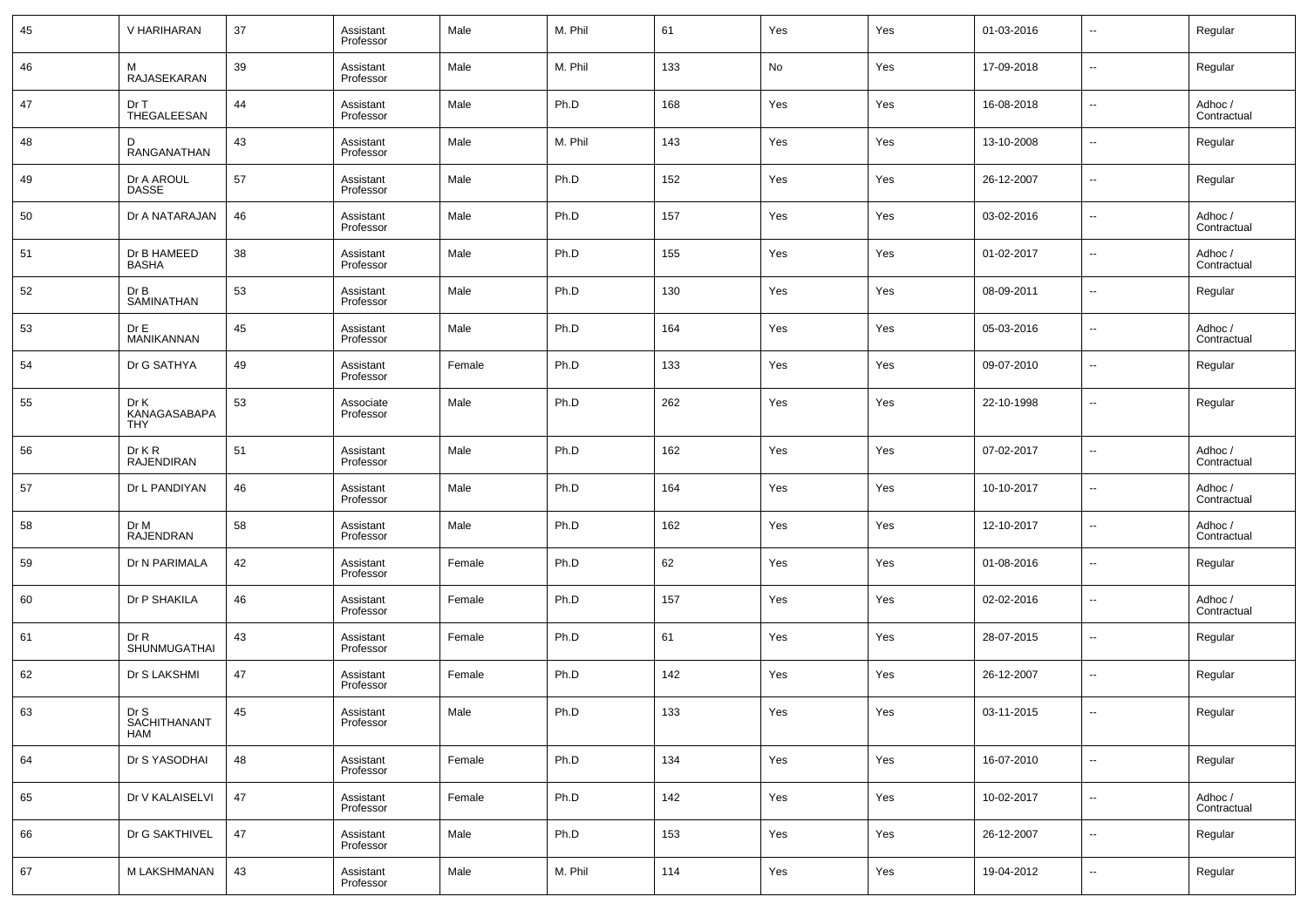| 45 | V HARIHARAN | 37 | Assistant Professor | Male | M. Phil | 61 | Yes | Yes | 01-03-2016 | -- | Regular |
|---|---|---|---|---|---|---|---|---|---|---|---|
| 46 | M RAJASEKARAN | 39 | Assistant Professor | Male | M. Phil | 133 | No | Yes | 17-09-2018 | -- | Regular |
| 47 | Dr T THEGALEESAN | 44 | Assistant Professor | Male | Ph.D | 168 | Yes | Yes | 16-08-2018 | -- | Adhoc / Contractual |
| 48 | D RANGANATHAN | 43 | Assistant Professor | Male | M. Phil | 143 | Yes | Yes | 13-10-2008 | -- | Regular |
| 49 | Dr A AROUL DASSE | 57 | Assistant Professor | Male | Ph.D | 152 | Yes | Yes | 26-12-2007 | -- | Regular |
| 50 | Dr A NATARAJAN | 46 | Assistant Professor | Male | Ph.D | 157 | Yes | Yes | 03-02-2016 | -- | Adhoc / Contractual |
| 51 | Dr B HAMEED BASHA | 38 | Assistant Professor | Male | Ph.D | 155 | Yes | Yes | 01-02-2017 | -- | Adhoc / Contractual |
| 52 | Dr B SAMINATHAN | 53 | Assistant Professor | Male | Ph.D | 130 | Yes | Yes | 08-09-2011 | -- | Regular |
| 53 | Dr E MANIKANNAN | 45 | Assistant Professor | Male | Ph.D | 164 | Yes | Yes | 05-03-2016 | -- | Adhoc / Contractual |
| 54 | Dr G SATHYA | 49 | Assistant Professor | Female | Ph.D | 133 | Yes | Yes | 09-07-2010 | -- | Regular |
| 55 | Dr K KANAGASABAPATHY | 53 | Associate Professor | Male | Ph.D | 262 | Yes | Yes | 22-10-1998 | -- | Regular |
| 56 | Dr K R RAJENDIRAN | 51 | Assistant Professor | Male | Ph.D | 162 | Yes | Yes | 07-02-2017 | -- | Adhoc / Contractual |
| 57 | Dr L PANDIYAN | 46 | Assistant Professor | Male | Ph.D | 164 | Yes | Yes | 10-10-2017 | -- | Adhoc / Contractual |
| 58 | Dr M RAJENDRAN | 58 | Assistant Professor | Male | Ph.D | 162 | Yes | Yes | 12-10-2017 | -- | Adhoc / Contractual |
| 59 | Dr N PARIMALA | 42 | Assistant Professor | Female | Ph.D | 62 | Yes | Yes | 01-08-2016 | -- | Regular |
| 60 | Dr P SHAKILA | 46 | Assistant Professor | Female | Ph.D | 157 | Yes | Yes | 02-02-2016 | -- | Adhoc / Contractual |
| 61 | Dr R SHUNMUGATHAI | 43 | Assistant Professor | Female | Ph.D | 61 | Yes | Yes | 28-07-2015 | -- | Regular |
| 62 | Dr S LAKSHMI | 47 | Assistant Professor | Female | Ph.D | 142 | Yes | Yes | 26-12-2007 | -- | Regular |
| 63 | Dr S SACHITHANANTHAM | 45 | Assistant Professor | Male | Ph.D | 133 | Yes | Yes | 03-11-2015 | -- | Regular |
| 64 | Dr S YASODHAI | 48 | Assistant Professor | Female | Ph.D | 134 | Yes | Yes | 16-07-2010 | -- | Regular |
| 65 | Dr V KALAISELVI | 47 | Assistant Professor | Female | Ph.D | 142 | Yes | Yes | 10-02-2017 | -- | Adhoc / Contractual |
| 66 | Dr G SAKTHIVEL | 47 | Assistant Professor | Male | Ph.D | 153 | Yes | Yes | 26-12-2007 | -- | Regular |
| 67 | M LAKSHMANAN | 43 | Assistant Professor | Male | M. Phil | 114 | Yes | Yes | 19-04-2012 | -- | Regular |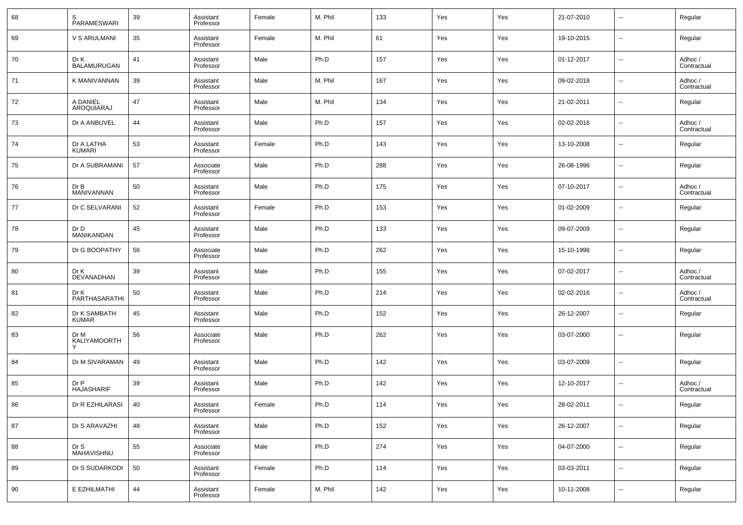| 68 | S PARAMESWARI | 39 | Assistant Professor | Female | M. Phil | 133 | Yes | Yes | 21-07-2010 | -- | Regular |
|---|---|---|---|---|---|---|---|---|---|---|---|
| 69 | V S ARULMANI | 35 | Assistant Professor | Female | M. Phil | 61 | Yes | Yes | 19-10-2015 | -- | Regular |
| 70 | Dr K BALAMURUGAN | 41 | Assistant Professor | Male | Ph.D | 157 | Yes | Yes | 01-12-2017 | -- | Adhoc / Contractual |
| 71 | K MANIVANNAN | 39 | Assistant Professor | Male | M. Phil | 167 | Yes | Yes | 09-02-2018 | -- | Adhoc / Contractual |
| 72 | A DANIEL AROQUIARAJ | 47 | Assistant Professor | Male | M. Phil | 134 | Yes | Yes | 21-02-2011 | -- | Regular |
| 73 | Dr A ANBUVEL | 44 | Assistant Professor | Male | Ph.D | 157 | Yes | Yes | 02-02-2016 | -- | Adhoc / Contractual |
| 74 | Dr A LATHA KUMARI | 53 | Assistant Professor | Female | Ph.D | 143 | Yes | Yes | 13-10-2008 | -- | Regular |
| 75 | Dr A SUBRAMANI | 57 | Associate Professor | Male | Ph.D | 288 | Yes | Yes | 26-08-1996 | -- | Regular |
| 76 | Dr B MANIVANNAN | 50 | Assistant Professor | Male | Ph.D | 175 | Yes | Yes | 07-10-2017 | -- | Adhoc / Contractual |
| 77 | Dr C SELVARANI | 52 | Assistant Professor | Female | Ph.D | 153 | Yes | Yes | 01-02-2009 | -- | Regular |
| 78 | Dr D MANIKANDAN | 45 | Assistant Professor | Male | Ph.D | 133 | Yes | Yes | 09-07-2009 | -- | Regular |
| 79 | Dr G BOOPATHY | 56 | Associate Professor | Male | Ph.D | 262 | Yes | Yes | 15-10-1998 | -- | Regular |
| 80 | Dr K DEVANADHAN | 39 | Assistant Professor | Male | Ph.D | 155 | Yes | Yes | 07-02-2017 | -- | Adhoc / Contractual |
| 81 | Dr K PARTHASARATHI | 50 | Assistant Professor | Male | Ph.D | 214 | Yes | Yes | 02-02-2016 | -- | Adhoc / Contractual |
| 82 | Dr K SAMBATH KUMAR | 45 | Assistant Professor | Male | Ph.D | 152 | Yes | Yes | 26-12-2007 | -- | Regular |
| 83 | Dr M KALIYAMOORTHY | 56 | Associate Professor | Male | Ph.D | 262 | Yes | Yes | 03-07-2000 | -- | Regular |
| 84 | Dr M SIVARAMAN | 49 | Assistant Professor | Male | Ph.D | 142 | Yes | Yes | 03-07-2009 | -- | Regular |
| 85 | Dr P HAJASHARIF | 39 | Assistant Professor | Male | Ph.D | 142 | Yes | Yes | 12-10-2017 | -- | Adhoc / Contractual |
| 86 | Dr R EZHILARASI | 40 | Assistant Professor | Female | Ph.D | 114 | Yes | Yes | 28-02-2011 | -- | Regular |
| 87 | Dr S ARAVAZHI | 48 | Assistant Professor | Male | Ph.D | 152 | Yes | Yes | 26-12-2007 | -- | Regular |
| 88 | Dr S MAHAVISHNU | 55 | Associate Professor | Male | Ph.D | 274 | Yes | Yes | 04-07-2000 | -- | Regular |
| 89 | Dr S SUDARKODI | 50 | Assistant Professor | Female | Ph.D | 114 | Yes | Yes | 03-03-2011 | -- | Regular |
| 90 | E EZHILMATHI | 44 | Assistant Professor | Female | M. Phil | 142 | Yes | Yes | 10-11-2008 | -- | Regular |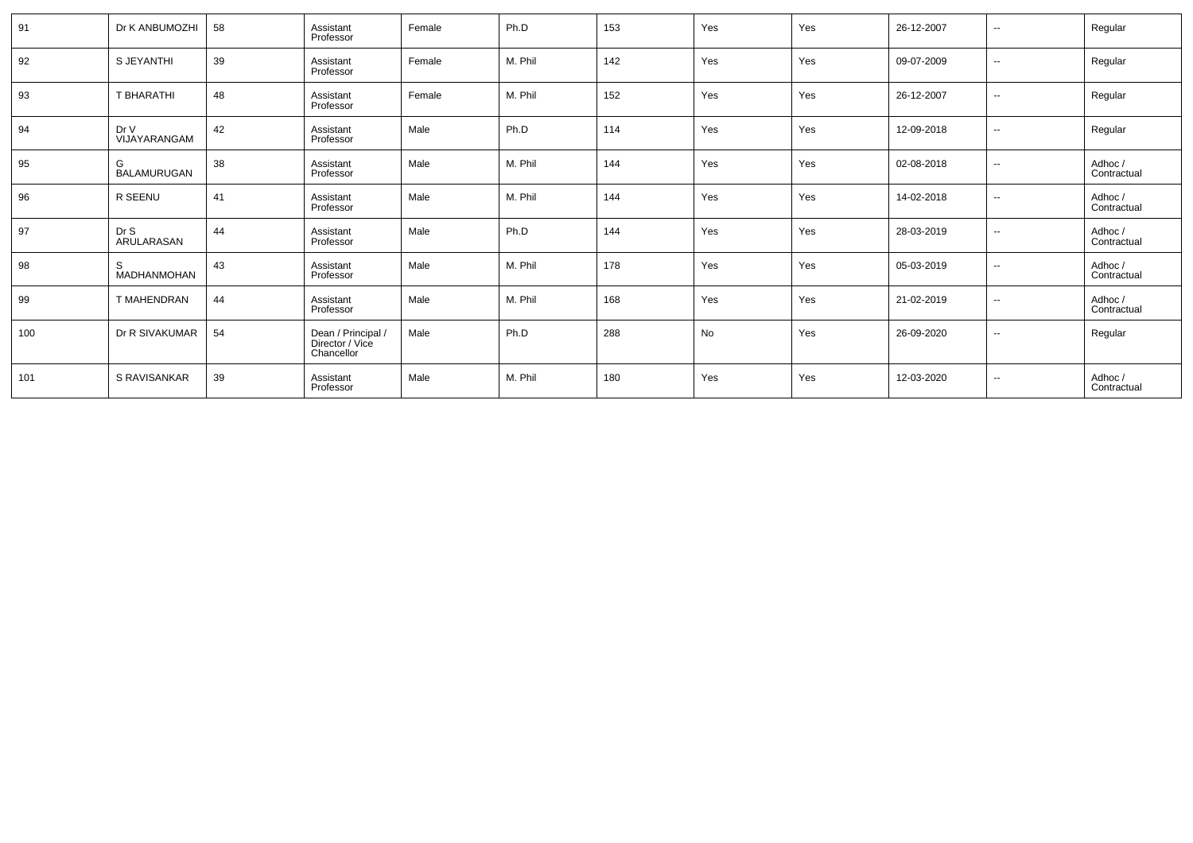| | | | | | | | | | | | |
|---|---|---|---|---|---|---|---|---|---|---|---|
| 91 | Dr K ANBUMOZHI | 58 | Assistant Professor | Female | Ph.D | 153 | Yes | Yes | 26-12-2007 | -- | Regular |
| 92 | S JEYANTHI | 39 | Assistant Professor | Female | M. Phil | 142 | Yes | Yes | 09-07-2009 | -- | Regular |
| 93 | T BHARATHI | 48 | Assistant Professor | Female | M. Phil | 152 | Yes | Yes | 26-12-2007 | -- | Regular |
| 94 | Dr V VIJAYARANGAM | 42 | Assistant Professor | Male | Ph.D | 114 | Yes | Yes | 12-09-2018 | -- | Regular |
| 95 | G BALAMURUGAN | 38 | Assistant Professor | Male | M. Phil | 144 | Yes | Yes | 02-08-2018 | -- | Adhoc / Contractual |
| 96 | R SEENU | 41 | Assistant Professor | Male | M. Phil | 144 | Yes | Yes | 14-02-2018 | -- | Adhoc / Contractual |
| 97 | Dr S ARULARASAN | 44 | Assistant Professor | Male | Ph.D | 144 | Yes | Yes | 28-03-2019 | -- | Adhoc / Contractual |
| 98 | S MADHANMOHAN | 43 | Assistant Professor | Male | M. Phil | 178 | Yes | Yes | 05-03-2019 | -- | Adhoc / Contractual |
| 99 | T MAHENDRAN | 44 | Assistant Professor | Male | M. Phil | 168 | Yes | Yes | 21-02-2019 | -- | Adhoc / Contractual |
| 100 | Dr R SIVAKUMAR | 54 | Dean / Principal / Director / Vice Chancellor | Male | Ph.D | 288 | No | Yes | 26-09-2020 | -- | Regular |
| 101 | S RAVISANKAR | 39 | Assistant Professor | Male | M. Phil | 180 | Yes | Yes | 12-03-2020 | -- | Adhoc / Contractual |